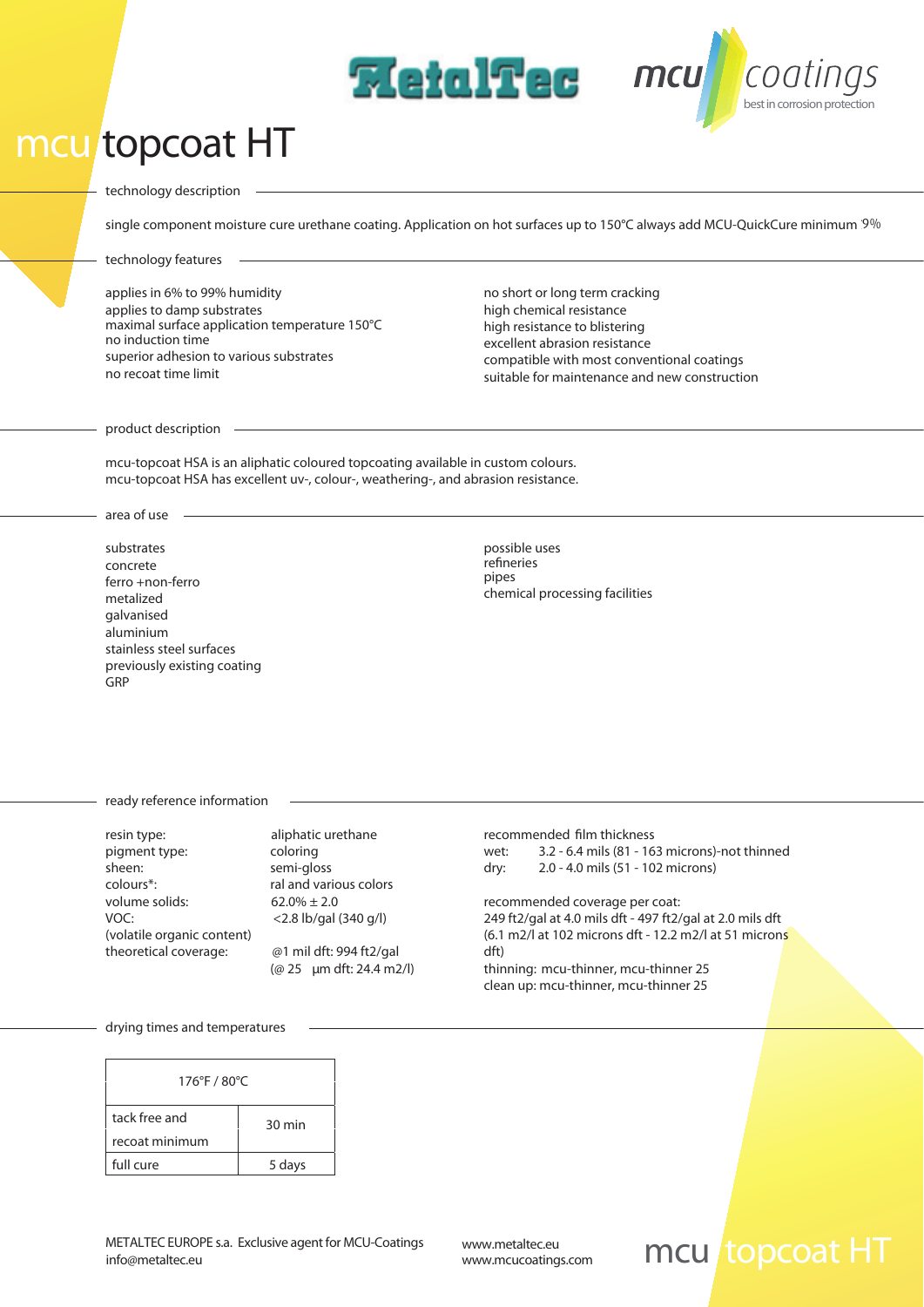MetalTec

mcu coatings
best in corrosion protection

# mcu topcoat HT

## technology description

single component moisture cure urethane coating. Application on hot surfaces up to 150°C always add MCU-QuickCure minimum 9%

## technology features

applies in 6% to 99% humidity
applies to damp substrates
maximal surface application temperature 150°C
no induction time
superior adhesion to various substrates
no recoat time limit

no short or long term cracking
high chemical resistance
high resistance to blistering
excellent abrasion resistance
compatible with most conventional coatings
suitable for maintenance and new construction

## product description

mcu-topcoat HSA is an aliphatic coloured topcoating available in custom colours.
mcu-topcoat HSA has excellent uv-, colour-, weathering-, and abrasion resistance.

## area of use

substrates
concrete
ferro +non-ferro
metalized
galvanised
aluminium
stainless steel surfaces
previously existing coating
GRP

possible uses
refineries
pipes
chemical processing facilities

## ready reference information

| | |
|---|---|
| resin type: | aliphatic urethane |
| pigment type: | coloring |
| sheen: | semi-gloss |
| colours*: | ral and various colors |
| volume solids: | 62.0% ± 2.0 |
| VOC: (volatile organic content) | <2.8 lb/gal (340 g/l) |
| theoretical coverage: | @1 mil dft: 994 ft2/gal (@ 25 µm dft: 24.4 m2/l) |

recommended film thickness
wet: 3.2 - 6.4 mils (81 - 163 microns)-not thinned
dry: 2.0 - 4.0 mils (51 - 102 microns)

recommended coverage per coat:
249 ft2/gal at 4.0 mils dft - 497 ft2/gal at 2.0 mils dft
(6.1 m2/l at 102 microns dft - 12.2 m2/l at 51 microns dft)
thinning: mcu-thinner, mcu-thinner 25
clean up: mcu-thinner, mcu-thinner 25

## drying times and temperatures

| 176°F / 80°C | |
|---|---|
| tack free and recoat minimum | 30 min |
| full cure | 5 days |

METALTEC EUROPE s.a. Exclusive agent for MCU-Coatings
info@metaltec.eu

www.metaltec.eu
www.mcucoatings.com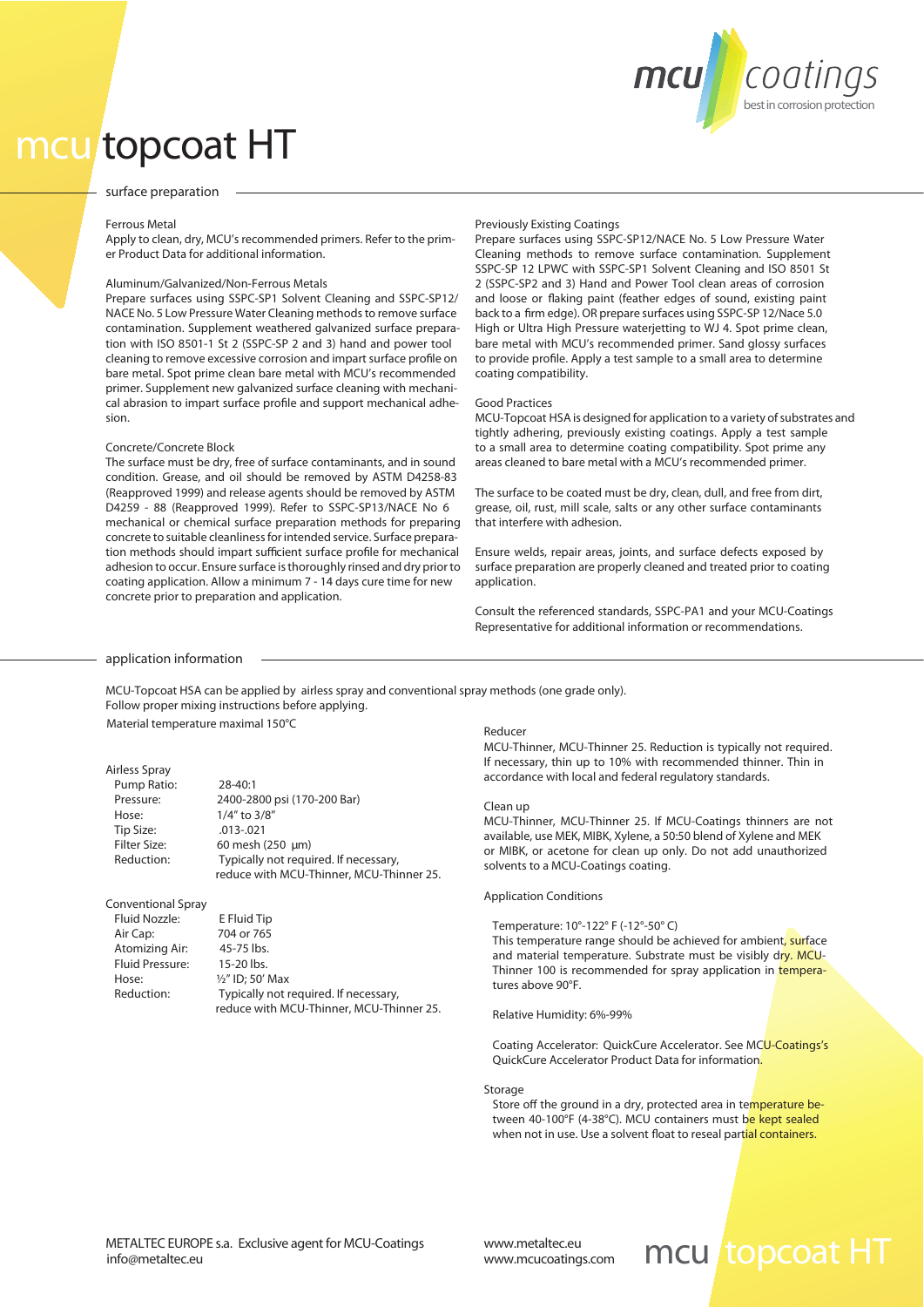# mcu topcoat HT

## surface preparation

### Ferrous Metal

Apply to clean, dry, MCU's recommended primers. Refer to the primer Product Data for additional information.

### Aluminum/Galvanized/Non-Ferrous Metals

Prepare surfaces using SSPC-SP1 Solvent Cleaning and SSPC-SP12/NACE No. 5 Low Pressure Water Cleaning methods to remove surface contamination. Supplement weathered galvanized surface preparation with ISO 8501-1 St 2 (SSPC-SP 2 and 3) hand and power tool cleaning to remove excessive corrosion and impart surface profile on bare metal. Spot prime clean bare metal with MCU's recommended primer. Supplement new galvanized surface cleaning with mechanical abrasion to impart surface profile and support mechanical adhesion.

### Concrete/Concrete Block

The surface must be dry, free of surface contaminants, and in sound condition. Grease, and oil should be removed by ASTM D4258-83 (Reapproved 1999) and release agents should be removed by ASTM D4259 - 88 (Reapproved 1999). Refer to SSPC-SP13/NACE No 6 mechanical or chemical surface preparation methods for preparing concrete to suitable cleanliness for intended service. Surface preparation methods should impart sufficient surface profile for mechanical adhesion to occur. Ensure surface is thoroughly rinsed and dry prior to coating application. Allow a minimum 7 - 14 days cure time for new concrete prior to preparation and application.

### Previously Existing Coatings

Prepare surfaces using SSPC-SP12/NACE No. 5 Low Pressure Water Cleaning methods to remove surface contamination. Supplement SSPC-SP 12 LPWC with SSPC-SP1 Solvent Cleaning and ISO 8501 St 2 (SSPC-SP2 and 3) Hand and Power Tool clean areas of corrosion and loose or flaking paint (feather edges of sound, existing paint back to a firm edge). OR prepare surfaces using SSPC-SP 12/Nace 5.0 High or Ultra High Pressure waterjetting to WJ 4. Spot prime clean, bare metal with MCU's recommended primer. Sand glossy surfaces to provide profile. Apply a test sample to a small area to determine coating compatibility.

### Good Practices

MCU-Topcoat HSA is designed for application to a variety of substrates and tightly adhering, previously existing coatings. Apply a test sample to a small area to determine coating compatibility. Spot prime any areas cleaned to bare metal with a MCU's recommended primer.

The surface to be coated must be dry, clean, dull, and free from dirt, grease, oil, rust, mill scale, salts or any other surface contaminants that interfere with adhesion.

Ensure welds, repair areas, joints, and surface defects exposed by surface preparation are properly cleaned and treated prior to coating application.

Consult the referenced standards, SSPC-PA1 and your MCU-Coatings Representative for additional information or recommendations.

## application information

MCU-Topcoat HSA can be applied by airless spray and conventional spray methods (one grade only).
Follow proper mixing instructions before applying.
Material temperature maximal 150°C

### Airless Spray

| | |
|---|---|
| Pump Ratio: | 28-40:1 |
| Pressure: | 2400-2800 psi (170-200 Bar) |
| Hose: | 1/4" to 3/8" |
| Tip Size: | .013-.021 |
| Filter Size: | 60 mesh (250 µm) |
| Reduction: | Typically not required. If necessary, reduce with MCU-Thinner, MCU-Thinner 25. |

### Conventional Spray

| | |
|---|---|
| Fluid Nozzle: | E Fluid Tip |
| Air Cap: | 704 or 765 |
| Atomizing Air: | 45-75 lbs. |
| Fluid Pressure: | 15-20 lbs. |
| Hose: | ½" ID; 50' Max |
| Reduction: | Typically not required. If necessary, reduce with MCU-Thinner, MCU-Thinner 25. |

### Reducer

MCU-Thinner, MCU-Thinner 25. Reduction is typically not required. If necessary, thin up to 10% with recommended thinner. Thin in accordance with local and federal regulatory standards.

### Clean up

MCU-Thinner, MCU-Thinner 25. If MCU-Coatings thinners are not available, use MEK, MIBK, Xylene, a 50:50 blend of Xylene and MEK or MIBK, or acetone for clean up only. Do not add unauthorized solvents to a MCU-Coatings coating.

### Application Conditions

Temperature: 10°-122° F (-12°-50° C)
This temperature range should be achieved for ambient, surface and material temperature. Substrate must be visibly dry. MCU-Thinner 100 is recommended for spray application in temperatures above 90°F.

Relative Humidity: 6%-99%

Coating Accelerator: QuickCure Accelerator. See MCU-Coatings's QuickCure Accelerator Product Data for information.

### Storage

Store off the ground in a dry, protected area in temperature between 40-100°F (4-38°C). MCU containers must be kept sealed when not in use. Use a solvent float to reseal partial containers.

METALTEC EUROPE s.a. Exclusive agent for MCU-Coatings
info@metaltec.eu

www.metaltec.eu
www.mcucoatings.com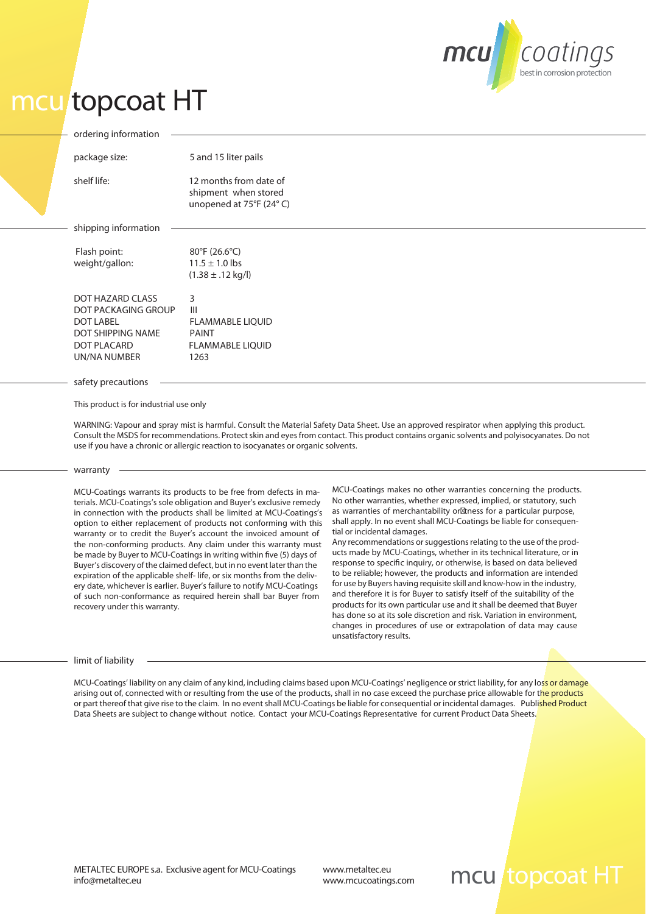# mcu topcoat HT

## ordering information

| | |
|---|---|
| package size: | 5 and 15 liter pails |
| shelf life: | 12 months from date of shipment when stored unopened at 75°F (24° C) |

## shipping information

| | |
|---|---|
| Flash point: | 80°F (26.6°C) |
| weight/gallon: | 11.5 ± 1.0 lbs (1.38 ± .12 kg/l) |

| | |
|---|---|
| DOT HAZARD CLASS | 3 |
| DOT PACKAGING GROUP | III |
| DOT LABEL | FLAMMABLE LIQUID |
| DOT SHIPPING NAME | PAINT |
| DOT PLACARD | FLAMMABLE LIQUID |
| UN/NA NUMBER | 1263 |

## safety precautions

This product is for industrial use only

WARNING: Vapour and spray mist is harmful. Consult the Material Safety Data Sheet. Use an approved respirator when applying this product. Consult the MSDS for recommendations. Protect skin and eyes from contact. This product contains organic solvents and polyisocyanates. Do not use if you have a chronic or allergic reaction to isocyanates or organic solvents.

## warranty

MCU-Coatings warrants its products to be free from defects in materials. MCU-Coatings's sole obligation and Buyer's exclusive remedy in connection with the products shall be limited at MCU-Coatings's option to either replacement of products not conforming with this warranty or to credit the Buyer's account the invoiced amount of the non-conforming products. Any claim under this warranty must be made by Buyer to MCU-Coatings in writing within five (5) days of Buyer's discovery of the claimed defect, but in no event later than the expiration of the applicable shelf- life, or six months from the delivery date, whichever is earlier. Buyer's failure to notify MCU-Coatings of such non-conformance as required herein shall bar Buyer from recovery under this warranty.

MCU-Coatings makes no other warranties concerning the products. No other warranties, whether expressed, implied, or statutory, such as warranties of merchantability or fitness for a particular purpose, shall apply. In no event shall MCU-Coatings be liable for consequential or incidental damages.
Any recommendations or suggestions relating to the use of the products made by MCU-Coatings, whether in its technical literature, or in response to specific inquiry, or otherwise, is based on data believed to be reliable; however, the products and information are intended for use by Buyers having requisite skill and know-how in the industry, and therefore it is for Buyer to satisfy itself of the suitability of the products for its own particular use and it shall be deemed that Buyer has done so at its sole discretion and risk. Variation in environment, changes in procedures of use or extrapolation of data may cause unsatisfactory results.

## limit of liability

MCU-Coatings' liability on any claim of any kind, including claims based upon MCU-Coatings' negligence or strict liability, for any loss or damage arising out of, connected with or resulting from the use of the products, shall in no case exceed the purchase price allowable for the products or part thereof that give rise to the claim. In no event shall MCU-Coatings be liable for consequential or incidental damages. Published Product Data Sheets are subject to change without notice. Contact your MCU-Coatings Representative for current Product Data Sheets.

METALTEC EUROPE s.a. Exclusive agent for MCU-Coatings
info@metaltec.eu

www.metaltec.eu
www.mcucoatings.com